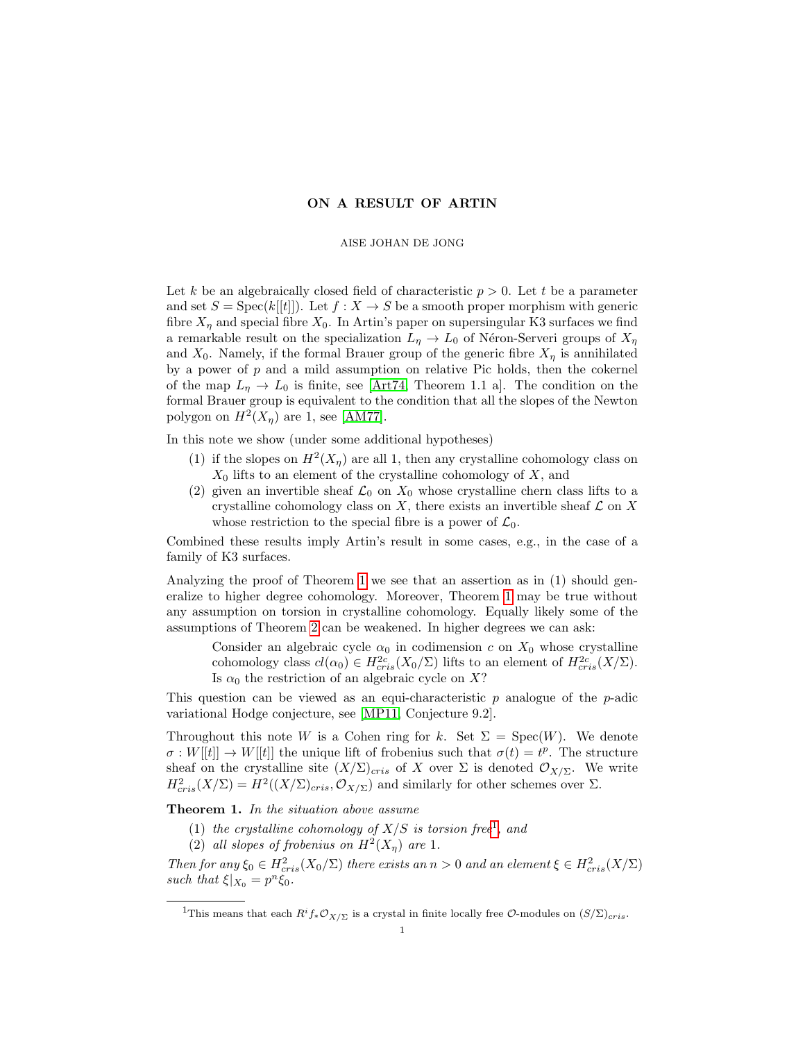# ON A RESULT OF ARTIN

AISE JOHAN DE JONG

Let $k$ be an algebraically closed field of characteristic $p > 0$. Let $t$ be a parameter and set $S = \mathrm{Spec}(k[[t]])$. Let $f : X \to S$ be a smooth proper morphism with generic fibre $X_\eta$ and special fibre $X_0$. In Artin's paper on supersingular K3 surfaces we find a remarkable result on the specialization $L_\eta \to L_0$ of Néron-Serveri groups of $X_\eta$ and $X_0$. Namely, if the formal Brauer group of the generic fibre $X_\eta$ is annihilated by a power of $p$ and a mild assumption on relative Pic holds, then the cokernel of the map $L_\eta \to L_0$ is finite, see [Art74, Theorem 1.1 a]. The condition on the formal Brauer group is equivalent to the condition that all the slopes of the Newton polygon on $H^2(X_\eta)$ are 1, see [AM77].

In this note we show (under some additional hypotheses)

1. if the slopes on $H^2(X_\eta)$ are all 1, then any crystalline cohomology class on $X_0$ lifts to an element of the crystalline cohomology of $X$, and
2. given an invertible sheaf $\mathcal{L}_0$ on $X_0$ whose crystalline chern class lifts to a crystalline cohomology class on $X$, there exists an invertible sheaf $\mathcal{L}$ on $X$ whose restriction to the special fibre is a power of $\mathcal{L}_0$.

Combined these results imply Artin's result in some cases, e.g., in the case of a family of K3 surfaces.

Analyzing the proof of Theorem 1 we see that an assertion as in (1) should generalize to higher degree cohomology. Moreover, Theorem 1 may be true without any assumption on torsion in crystalline cohomology. Equally likely some of the assumptions of Theorem 2 can be weakened. In higher degrees we can ask:

> Consider an algebraic cycle $\alpha_0$ in codimension $c$ on $X_0$ whose crystalline cohomology class $cl(\alpha_0) \in H^{2c}_{cris}(X_0/\Sigma)$ lifts to an element of $H^{2c}_{cris}(X/\Sigma)$. Is $\alpha_0$ the restriction of an algebraic cycle on $X$?

This question can be viewed as an equi-characteristic $p$ analogue of the $p$-adic variational Hodge conjecture, see [MP11, Conjecture 9.2].

Throughout this note $W$ is a Cohen ring for $k$. Set $\Sigma = \mathrm{Spec}(W)$. We denote $\sigma : W[[t]] \to W[[t]]$ the unique lift of frobenius such that $\sigma(t) = t^p$. The structure sheaf on the crystalline site $(X/\Sigma)_{cris}$ of $X$ over $\Sigma$ is denoted $\mathcal{O}_{X/\Sigma}$. We write $H^2_{cris}(X/\Sigma) = H^2((X/\Sigma)_{cris}, \mathcal{O}_{X/\Sigma})$ and similarly for other schemes over $\Sigma$.

**Theorem 1.** *In the situation above assume*

1. *the crystalline cohomology of $X/S$ is torsion free*[1]*, and*
2. *all slopes of frobenius on $H^2(X_\eta)$ are 1.*

*Then for any $\xi_0 \in H^2_{cris}(X_0/\Sigma)$ there exists an $n > 0$ and an element $\xi \in H^2_{cris}(X/\Sigma)$ such that $\xi|_{X_0} = p^n\xi_0$.*

[1] This means that each $R^if_*\mathcal{O}_{X/\Sigma}$ is a crystal in finite locally free $\mathcal{O}$-modules on $(S/\Sigma)_{cris}$.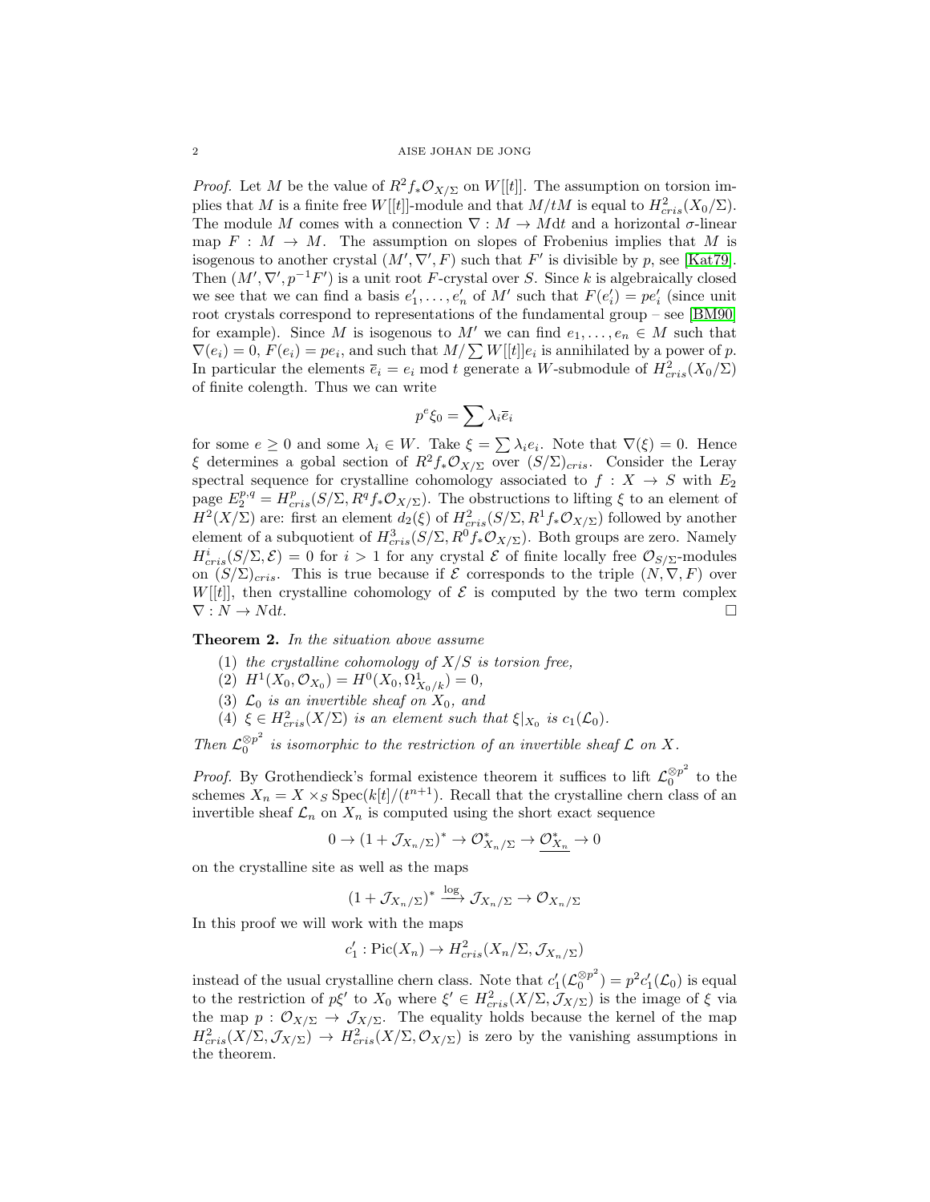*Proof.* Let $M$ be the value of $R^2 f_* \mathcal{O}_{X/\Sigma}$ on $W[[t]]$. The assumption on torsion implies that $M$ is a finite free $W[[t]]$-module and that $M/tM$ is equal to $H^2_{cris}(X_0/\Sigma)$. The module $M$ comes with a connection $\nabla : M \to M \mathrm{d}t$ and a horizontal $\sigma$-linear map $F : M \to M$. The assumption on slopes of Frobenius implies that $M$ is isogenous to another crystal $(M', \nabla', F)$ such that $F'$ is divisible by $p$, see [Kat79]. Then $(M', \nabla', p^{-1}F')$ is a unit root $F$-crystal over $S$. Since $k$ is algebraically closed we see that we can find a basis $e'_1, \ldots, e'_n$ of $M'$ such that $F(e'_i) = pe'_i$ (since unit root crystals correspond to representations of the fundamental group – see [BM90] for example). Since $M$ is isogenous to $M'$ we can find $e_1, \ldots, e_n \in M$ such that $\nabla(e_i) = 0$, $F(e_i) = pe_i$, and such that $M/\sum W[[t]]e_i$ is annihilated by a power of $p$. In particular the elements $\overline{e}_i = e_i \bmod t$ generate a $W$-submodule of $H^2_{cris}(X_0/\Sigma)$ of finite colength. Thus we can write

$$p^e \xi_0 = \sum \lambda_i \overline{e}_i$$

for some $e \geq 0$ and some $\lambda_i \in W$. Take $\xi = \sum \lambda_i e_i$. Note that $\nabla(\xi) = 0$. Hence $\xi$ determines a gobal section of $R^2 f_* \mathcal{O}_{X/\Sigma}$ over $(S/\Sigma)_{cris}$. Consider the Leray spectral sequence for crystalline cohomology associated to $f : X \to S$ with $E_2$ page $E_2^{p,q} = H^p_{cris}(S/\Sigma, R^q f_* \mathcal{O}_{X/\Sigma})$. The obstructions to lifting $\xi$ to an element of $H^2(X/\Sigma)$ are: first an element $d_2(\xi)$ of $H^2_{cris}(S/\Sigma, R^1 f_* \mathcal{O}_{X/\Sigma})$ followed by another element of a subquotient of $H^3_{cris}(S/\Sigma, R^0 f_* \mathcal{O}_{X/\Sigma})$. Both groups are zero. Namely $H^i_{cris}(S/\Sigma, \mathcal{E}) = 0$ for $i > 1$ for any crystal $\mathcal{E}$ of finite locally free $\mathcal{O}_{S/\Sigma}$-modules on $(S/\Sigma)_{cris}$. This is true because if $\mathcal{E}$ corresponds to the triple $(N, \nabla, F)$ over $W[[t]]$, then crystalline cohomology of $\mathcal{E}$ is computed by the two term complex $\nabla : N \to N \mathrm{d}t$. $\square$

**Theorem 2.** *In the situation above assume*

1. *the crystalline cohomology of $X/S$ is torsion free,*
2. *$H^1(X_0, \mathcal{O}_{X_0}) = H^0(X_0, \Omega^1_{X_0/k}) = 0$,*
3. *$\mathcal{L}_0$ is an invertible sheaf on $X_0$, and*
4. *$\xi \in H^2_{cris}(X/\Sigma)$ is an element such that $\xi|_{X_0}$ is $c_1(\mathcal{L}_0)$.*

*Then $\mathcal{L}_0^{\otimes p^2}$ is isomorphic to the restriction of an invertible sheaf $\mathcal{L}$ on $X$.*

*Proof.* By Grothendieck's formal existence theorem it suffices to lift $\mathcal{L}_0^{\otimes p^2}$ to the schemes $X_n = X \times_S \mathrm{Spec}(k[t]/(t^{n+1})$. Recall that the crystalline chern class of an invertible sheaf $\mathcal{L}_n$ on $X_n$ is computed using the short exact sequence

$$0 \to (1 + \mathcal{J}_{X_n/\Sigma})^* \to \mathcal{O}^*_{X_n/\Sigma} \to \underline{\mathcal{O}^*_{X_n}} \to 0$$

on the crystalline site as well as the maps

$$(1 + \mathcal{J}_{X_n/\Sigma})^* \xrightarrow{\log} \mathcal{J}_{X_n/\Sigma} \to \mathcal{O}_{X_n/\Sigma}$$

In this proof we will work with the maps

$$c'_1 : \mathrm{Pic}(X_n) \to H^2_{cris}(X_n/\Sigma, \mathcal{J}_{X_n/\Sigma})$$

instead of the usual crystalline chern class. Note that $c'_1(\mathcal{L}_0^{\otimes p^2}) = p^2 c'_1(\mathcal{L}_0)$ is equal to the restriction of $p\xi'$ to $X_0$ where $\xi' \in H^2_{cris}(X/\Sigma, \mathcal{J}_{X/\Sigma})$ is the image of $\xi$ via the map $p : \mathcal{O}_{X/\Sigma} \to \mathcal{J}_{X/\Sigma}$. The equality holds because the kernel of the map $H^2_{cris}(X/\Sigma, \mathcal{J}_{X/\Sigma}) \to H^2_{cris}(X/\Sigma, \mathcal{O}_{X/\Sigma})$ is zero by the vanishing assumptions in the theorem.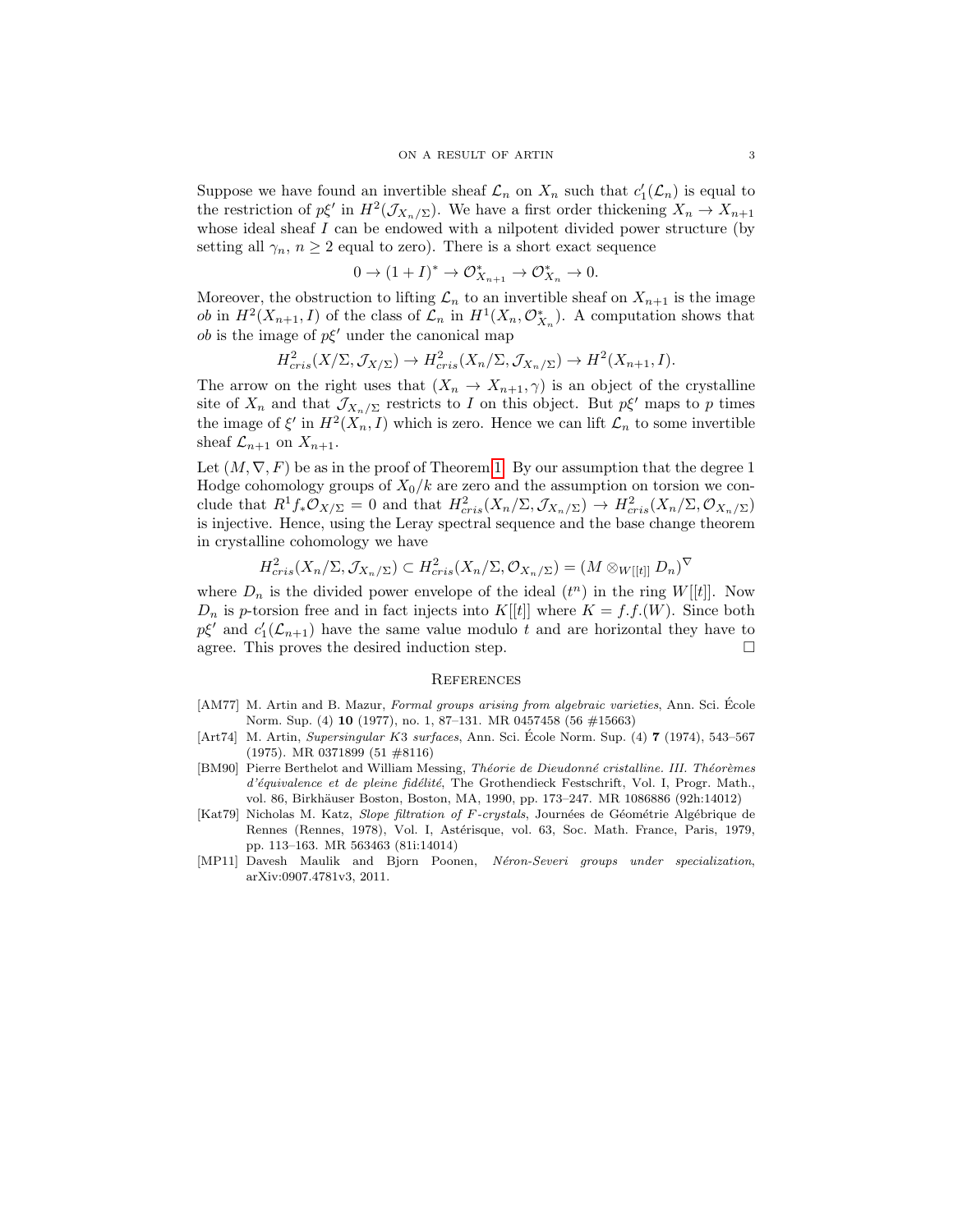Suppose we have found an invertible sheaf $\mathcal{L}_n$ on $X_n$ such that $c'_1(\mathcal{L}_n)$ is equal to the restriction of $p\xi'$ in $H^2(\mathcal{J}_{X_n/\Sigma})$. We have a first order thickening $X_n \to X_{n+1}$ whose ideal sheaf $I$ can be endowed with a nilpotent divided power structure (by setting all $\gamma_n$, $n \geq 2$ equal to zero). There is a short exact sequence

$$0 \to (1+I)^* \to \mathcal{O}^*_{X_{n+1}} \to \mathcal{O}^*_{X_n} \to 0.$$

Moreover, the obstruction to lifting $\mathcal{L}_n$ to an invertible sheaf on $X_{n+1}$ is the image $ob$ in $H^2(X_{n+1}, I)$ of the class of $\mathcal{L}_n$ in $H^1(X_n, \mathcal{O}^*_{X_n})$. A computation shows that $ob$ is the image of $p\xi'$ under the canonical map

$$H^2_{cris}(X/\Sigma, \mathcal{J}_{X/\Sigma}) \to H^2_{cris}(X_n/\Sigma, \mathcal{J}_{X_n/\Sigma}) \to H^2(X_{n+1}, I).$$

The arrow on the right uses that $(X_n \to X_{n+1}, \gamma)$ is an object of the crystalline site of $X_n$ and that $\mathcal{J}_{X_n/\Sigma}$ restricts to $I$ on this object. But $p\xi'$ maps to $p$ times the image of $\xi'$ in $H^2(X_n, I)$ which is zero. Hence we can lift $\mathcal{L}_n$ to some invertible sheaf $\mathcal{L}_{n+1}$ on $X_{n+1}$.

Let $(M, \nabla, F)$ be as in the proof of Theorem 1. By our assumption that the degree 1 Hodge cohomology groups of $X_0/k$ are zero and the assumption on torsion we conclude that $R^1 f_* \mathcal{O}_{X/\Sigma} = 0$ and that $H^2_{cris}(X_n/\Sigma, \mathcal{J}_{X_n/\Sigma}) \to H^2_{cris}(X_n/\Sigma, \mathcal{O}_{X_n/\Sigma})$ is injective. Hence, using the Leray spectral sequence and the base change theorem in crystalline cohomology we have

$$H^2_{cris}(X_n/\Sigma, \mathcal{J}_{X_n/\Sigma}) \subset H^2_{cris}(X_n/\Sigma, \mathcal{O}_{X_n/\Sigma}) = \left(M \otimes_{W[[t]]} D_n\right)^{\nabla}$$

where $D_n$ is the divided power envelope of the ideal $(t^n)$ in the ring $W[[t]]$. Now $D_n$ is $p$-torsion free and in fact injects into $K[[t]]$ where $K = f.f.(W)$. Since both $p\xi'$ and $c'_1(\mathcal{L}_{n+1})$ have the same value modulo $t$ and are horizontal they have to agree. This proves the desired induction step. $\square$

## References

[AM77] M. Artin and B. Mazur, *Formal groups arising from algebraic varieties*, Ann. Sci. École Norm. Sup. (4) **10** (1977), no. 1, 87–131. MR 0457458 (56 #15663)

[Art74] M. Artin, *Supersingular K3 surfaces*, Ann. Sci. École Norm. Sup. (4) **7** (1974), 543–567 (1975). MR 0371899 (51 #8116)

[BM90] Pierre Berthelot and William Messing, *Théorie de Dieudonné cristalline. III. Théorèmes d'équivalence et de pleine fidélité*, The Grothendieck Festschrift, Vol. I, Progr. Math., vol. 86, Birkhäuser Boston, Boston, MA, 1990, pp. 173–247. MR 1086886 (92h:14012)

[Kat79] Nicholas M. Katz, *Slope filtration of F-crystals*, Journées de Géométrie Algébrique de Rennes (Rennes, 1978), Vol. I, Astérisque, vol. 63, Soc. Math. France, Paris, 1979, pp. 113–163. MR 563463 (81i:14014)

[MP11] Davesh Maulik and Bjorn Poonen, *Néron-Severi groups under specialization*, arXiv:0907.4781v3, 2011.